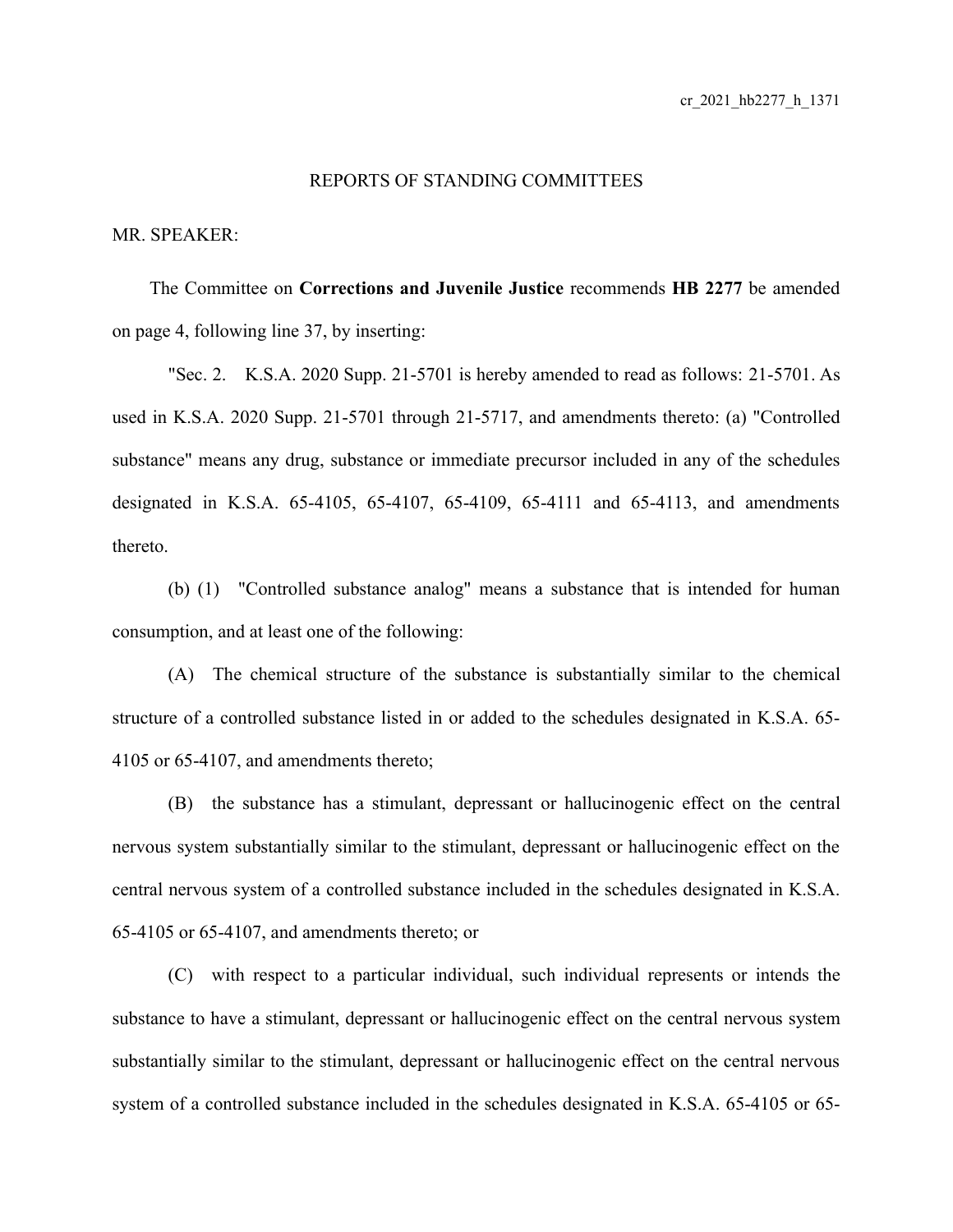REPORTS OF STANDING COMMITTEES

MR. SPEAKER:

The Committee on **Corrections and Juvenile Justice** recommends **HB 2277** be amended on page 4, following line 37, by inserting:

"Sec. 2. K.S.A. 2020 Supp. 21-5701 is hereby amended to read as follows: 21-5701. As used in K.S.A. 2020 Supp. 21-5701 through 21-5717, and amendments thereto: (a) "Controlled substance" means any drug, substance or immediate precursor included in any of the schedules designated in K.S.A. 65-4105, 65-4107, 65-4109, 65-4111 and 65-4113, and amendments thereto.

(b) (1) "Controlled substance analog" means a substance that is intended for human consumption, and at least one of the following:

(A) The chemical structure of the substance is substantially similar to the chemical structure of a controlled substance listed in or added to the schedules designated in K.S.A. 65-4105 or 65-4107, and amendments thereto;

(B) the substance has a stimulant, depressant or hallucinogenic effect on the central nervous system substantially similar to the stimulant, depressant or hallucinogenic effect on the central nervous system of a controlled substance included in the schedules designated in K.S.A. 65-4105 or 65-4107, and amendments thereto; or

(C) with respect to a particular individual, such individual represents or intends the substance to have a stimulant, depressant or hallucinogenic effect on the central nervous system substantially similar to the stimulant, depressant or hallucinogenic effect on the central nervous system of a controlled substance included in the schedules designated in K.S.A. 65-4105 or 65-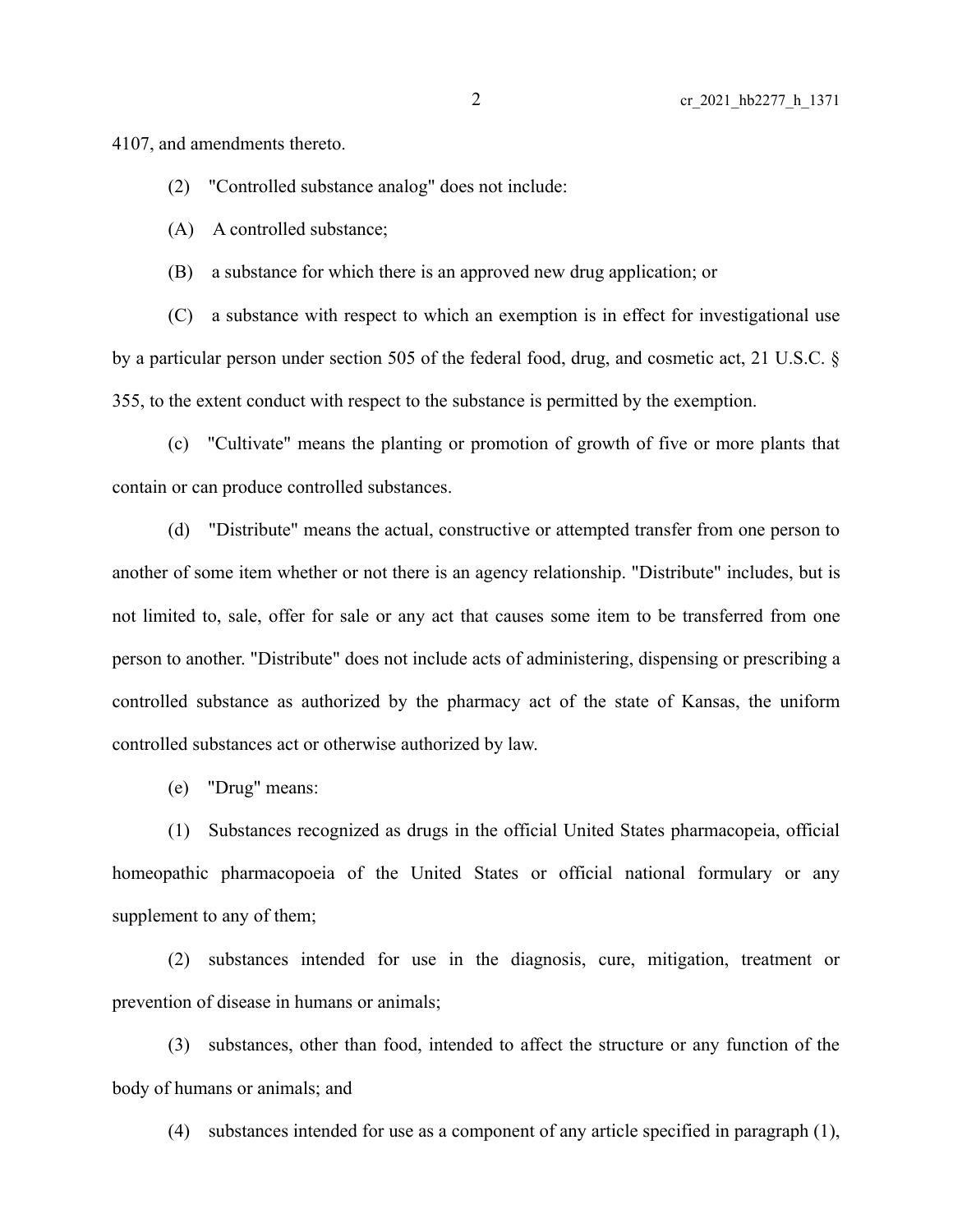4107, and amendments thereto.

(2) "Controlled substance analog" does not include:

(A) A controlled substance;

(B) a substance for which there is an approved new drug application; or

(C) a substance with respect to which an exemption is in effect for investigational use by a particular person under section 505 of the federal food, drug, and cosmetic act, 21 U.S.C. § 355, to the extent conduct with respect to the substance is permitted by the exemption.

(c) "Cultivate" means the planting or promotion of growth of five or more plants that contain or can produce controlled substances.

(d) "Distribute" means the actual, constructive or attempted transfer from one person to another of some item whether or not there is an agency relationship. "Distribute" includes, but is not limited to, sale, offer for sale or any act that causes some item to be transferred from one person to another. "Distribute" does not include acts of administering, dispensing or prescribing a controlled substance as authorized by the pharmacy act of the state of Kansas, the uniform controlled substances act or otherwise authorized by law.

(e) "Drug" means:

(1) Substances recognized as drugs in the official United States pharmacopeia, official homeopathic pharmacopoeia of the United States or official national formulary or any supplement to any of them;

(2) substances intended for use in the diagnosis, cure, mitigation, treatment or prevention of disease in humans or animals;

(3) substances, other than food, intended to affect the structure or any function of the body of humans or animals; and

(4) substances intended for use as a component of any article specified in paragraph (1),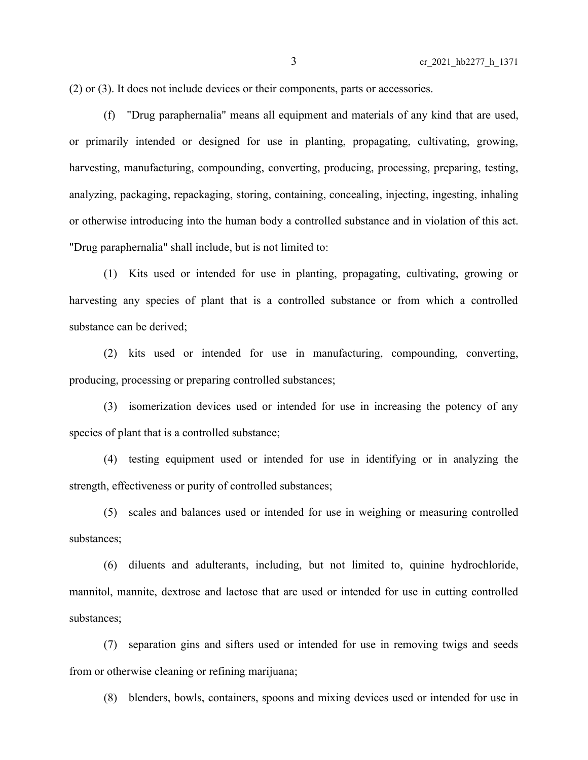(2) or (3). It does not include devices or their components, parts or accessories.

(f) "Drug paraphernalia" means all equipment and materials of any kind that are used, or primarily intended or designed for use in planting, propagating, cultivating, growing, harvesting, manufacturing, compounding, converting, producing, processing, preparing, testing, analyzing, packaging, repackaging, storing, containing, concealing, injecting, ingesting, inhaling or otherwise introducing into the human body a controlled substance and in violation of this act. "Drug paraphernalia" shall include, but is not limited to:

(1) Kits used or intended for use in planting, propagating, cultivating, growing or harvesting any species of plant that is a controlled substance or from which a controlled substance can be derived;

(2) kits used or intended for use in manufacturing, compounding, converting, producing, processing or preparing controlled substances;

(3) isomerization devices used or intended for use in increasing the potency of any species of plant that is a controlled substance;

(4) testing equipment used or intended for use in identifying or in analyzing the strength, effectiveness or purity of controlled substances;

(5) scales and balances used or intended for use in weighing or measuring controlled substances;

(6) diluents and adulterants, including, but not limited to, quinine hydrochloride, mannitol, mannite, dextrose and lactose that are used or intended for use in cutting controlled substances;

(7) separation gins and sifters used or intended for use in removing twigs and seeds from or otherwise cleaning or refining marijuana;

(8) blenders, bowls, containers, spoons and mixing devices used or intended for use in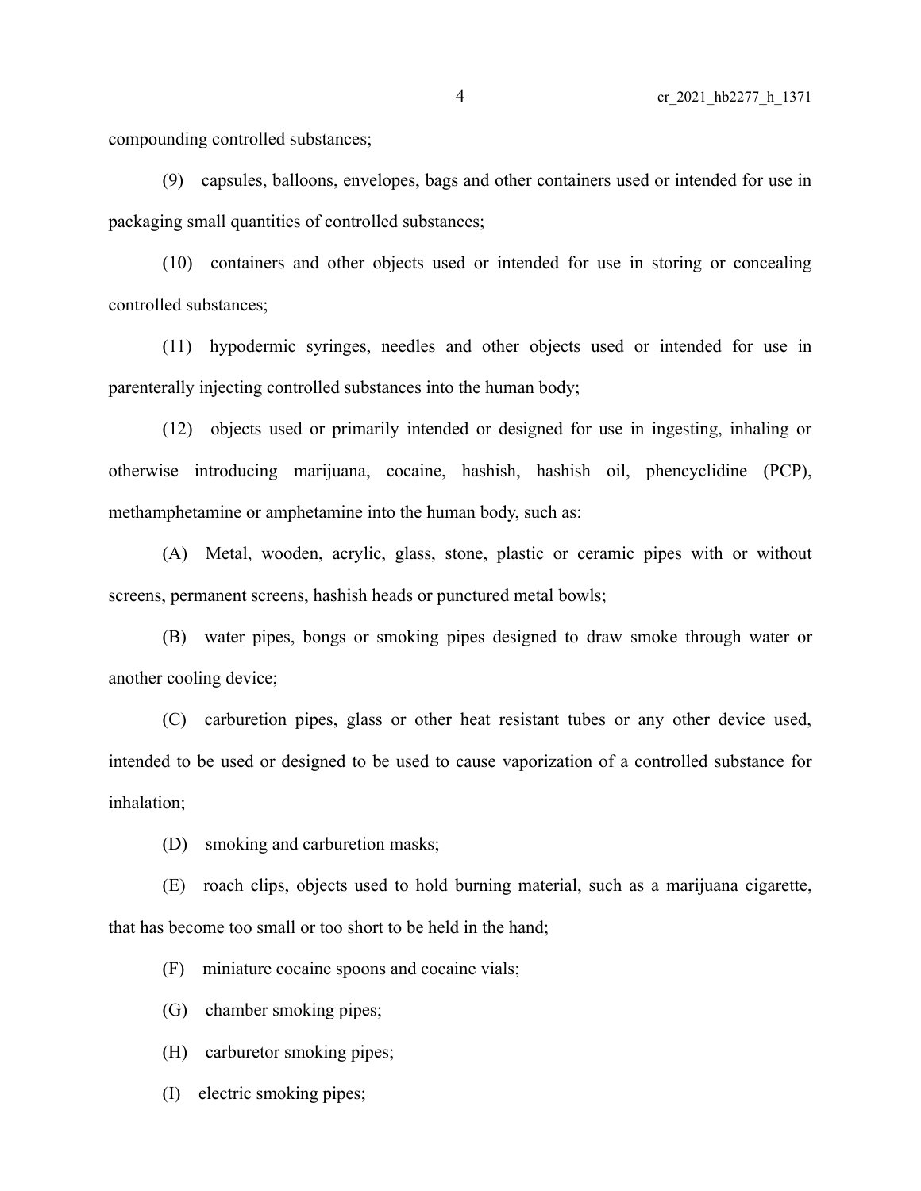compounding controlled substances;

(9) capsules, balloons, envelopes, bags and other containers used or intended for use in packaging small quantities of controlled substances;

(10) containers and other objects used or intended for use in storing or concealing controlled substances;

(11) hypodermic syringes, needles and other objects used or intended for use in parenterally injecting controlled substances into the human body;

(12) objects used or primarily intended or designed for use in ingesting, inhaling or otherwise introducing marijuana, cocaine, hashish, hashish oil, phencyclidine (PCP), methamphetamine or amphetamine into the human body, such as:

(A) Metal, wooden, acrylic, glass, stone, plastic or ceramic pipes with or without screens, permanent screens, hashish heads or punctured metal bowls;

(B) water pipes, bongs or smoking pipes designed to draw smoke through water or another cooling device;

(C) carburetion pipes, glass or other heat resistant tubes or any other device used, intended to be used or designed to be used to cause vaporization of a controlled substance for inhalation;

(D) smoking and carburetion masks;

(E) roach clips, objects used to hold burning material, such as a marijuana cigarette, that has become too small or too short to be held in the hand;

(F) miniature cocaine spoons and cocaine vials;

(G) chamber smoking pipes;

(H) carburetor smoking pipes;

(I) electric smoking pipes;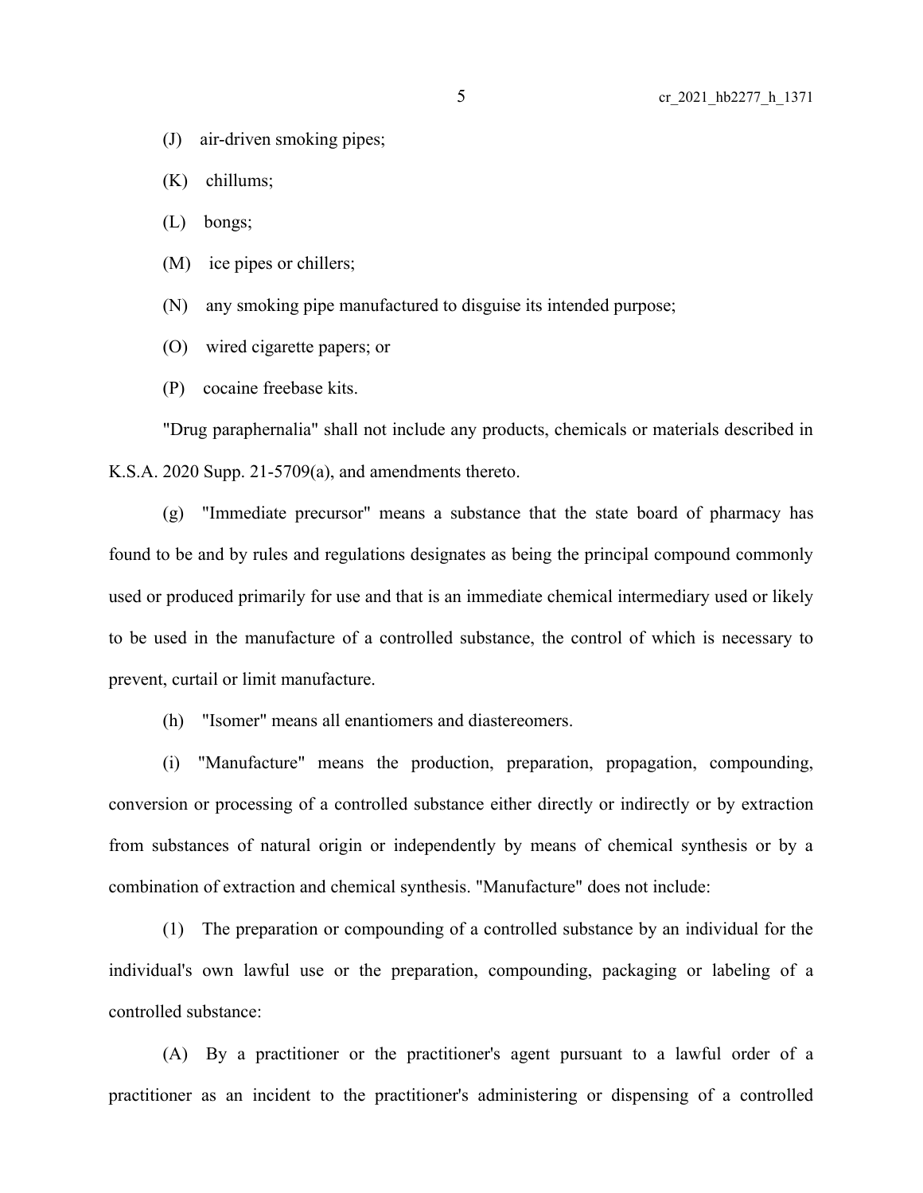(J) air-driven smoking pipes;

(K) chillums;

(L) bongs;

(M) ice pipes or chillers;

(N) any smoking pipe manufactured to disguise its intended purpose;

(O) wired cigarette papers; or

(P) cocaine freebase kits.

"Drug paraphernalia" shall not include any products, chemicals or materials described in K.S.A. 2020 Supp. 21-5709(a), and amendments thereto.

(g) "Immediate precursor" means a substance that the state board of pharmacy has found to be and by rules and regulations designates as being the principal compound commonly used or produced primarily for use and that is an immediate chemical intermediary used or likely to be used in the manufacture of a controlled substance, the control of which is necessary to prevent, curtail or limit manufacture.

(h) "Isomer" means all enantiomers and diastereomers.

(i) "Manufacture" means the production, preparation, propagation, compounding, conversion or processing of a controlled substance either directly or indirectly or by extraction from substances of natural origin or independently by means of chemical synthesis or by a combination of extraction and chemical synthesis. "Manufacture" does not include:

(1) The preparation or compounding of a controlled substance by an individual for the individual's own lawful use or the preparation, compounding, packaging or labeling of a controlled substance:

(A) By a practitioner or the practitioner's agent pursuant to a lawful order of a practitioner as an incident to the practitioner's administering or dispensing of a controlled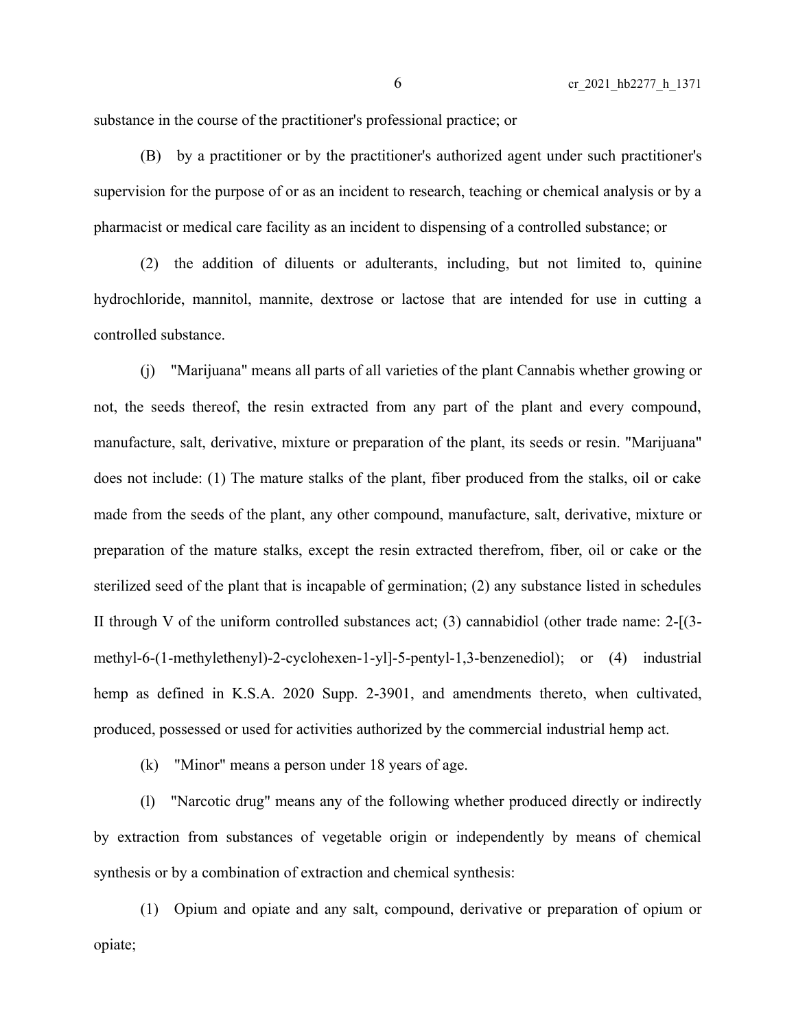substance in the course of the practitioner's professional practice; or

(B) by a practitioner or by the practitioner's authorized agent under such practitioner's supervision for the purpose of or as an incident to research, teaching or chemical analysis or by a pharmacist or medical care facility as an incident to dispensing of a controlled substance; or

(2) the addition of diluents or adulterants, including, but not limited to, quinine hydrochloride, mannitol, mannite, dextrose or lactose that are intended for use in cutting a controlled substance.

(j) "Marijuana" means all parts of all varieties of the plant Cannabis whether growing or not, the seeds thereof, the resin extracted from any part of the plant and every compound, manufacture, salt, derivative, mixture or preparation of the plant, its seeds or resin. "Marijuana" does not include: (1) The mature stalks of the plant, fiber produced from the stalks, oil or cake made from the seeds of the plant, any other compound, manufacture, salt, derivative, mixture or preparation of the mature stalks, except the resin extracted therefrom, fiber, oil or cake or the sterilized seed of the plant that is incapable of germination; (2) any substance listed in schedules II through V of the uniform controlled substances act; (3) cannabidiol (other trade name: 2-[(3-methyl-6-(1-methylethenyl)-2-cyclohexen-1-yl]-5-pentyl-1,3-benzenediol); or (4) industrial hemp as defined in K.S.A. 2020 Supp. 2-3901, and amendments thereto, when cultivated, produced, possessed or used for activities authorized by the commercial industrial hemp act.

(k) "Minor" means a person under 18 years of age.

(l) "Narcotic drug" means any of the following whether produced directly or indirectly by extraction from substances of vegetable origin or independently by means of chemical synthesis or by a combination of extraction and chemical synthesis:

(1) Opium and opiate and any salt, compound, derivative or preparation of opium or opiate;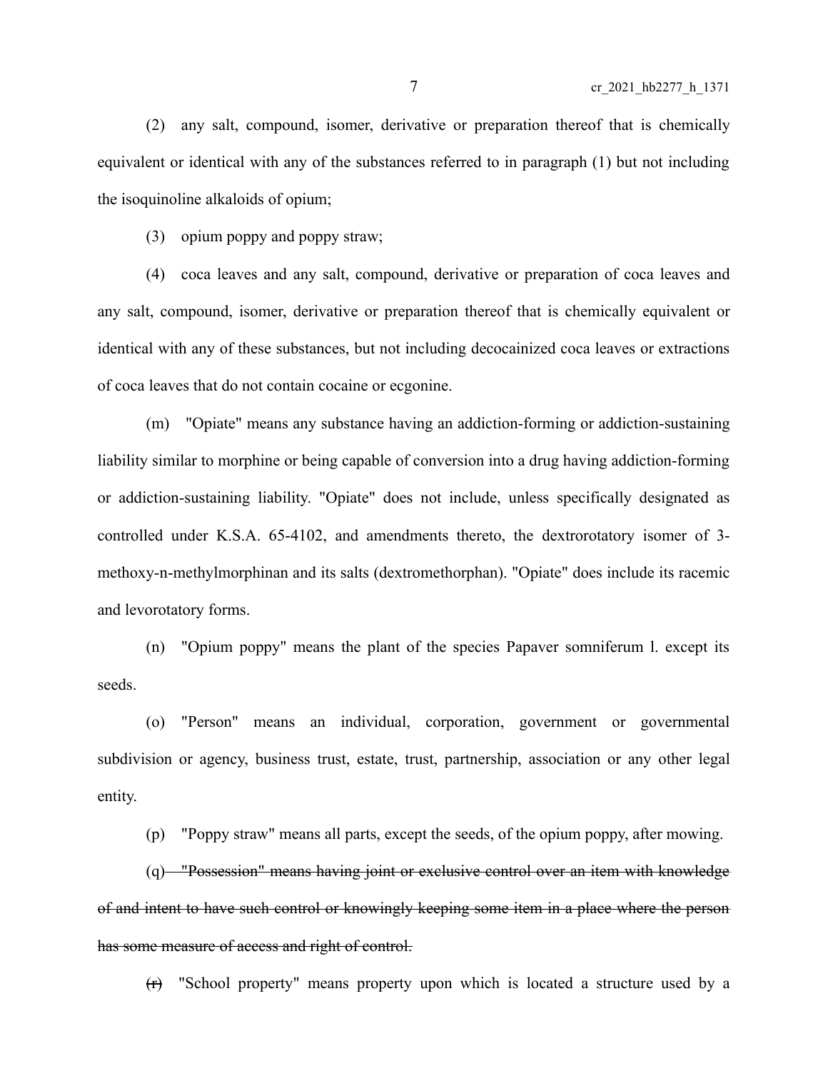(2) any salt, compound, isomer, derivative or preparation thereof that is chemically equivalent or identical with any of the substances referred to in paragraph (1) but not including the isoquinoline alkaloids of opium;

(3) opium poppy and poppy straw;

(4) coca leaves and any salt, compound, derivative or preparation of coca leaves and any salt, compound, isomer, derivative or preparation thereof that is chemically equivalent or identical with any of these substances, but not including decocainized coca leaves or extractions of coca leaves that do not contain cocaine or ecgonine.

(m) "Opiate" means any substance having an addiction-forming or addiction-sustaining liability similar to morphine or being capable of conversion into a drug having addiction-forming or addiction-sustaining liability. "Opiate" does not include, unless specifically designated as controlled under K.S.A. 65-4102, and amendments thereto, the dextrorotatory isomer of 3-methoxy-n-methylmorphinan and its salts (dextromethorphan). "Opiate" does include its racemic and levorotatory forms.

(n) "Opium poppy" means the plant of the species Papaver somniferum l. except its seeds.

(o) "Person" means an individual, corporation, government or governmental subdivision or agency, business trust, estate, trust, partnership, association or any other legal entity.

(p) "Poppy straw" means all parts, except the seeds, of the opium poppy, after mowing.

~~(q) "Possession" means having joint or exclusive control over an item with knowledge of and intent to have such control or knowingly keeping some item in a place where the person has some measure of access and right of control.~~

~~(r)~~ "School property" means property upon which is located a structure used by a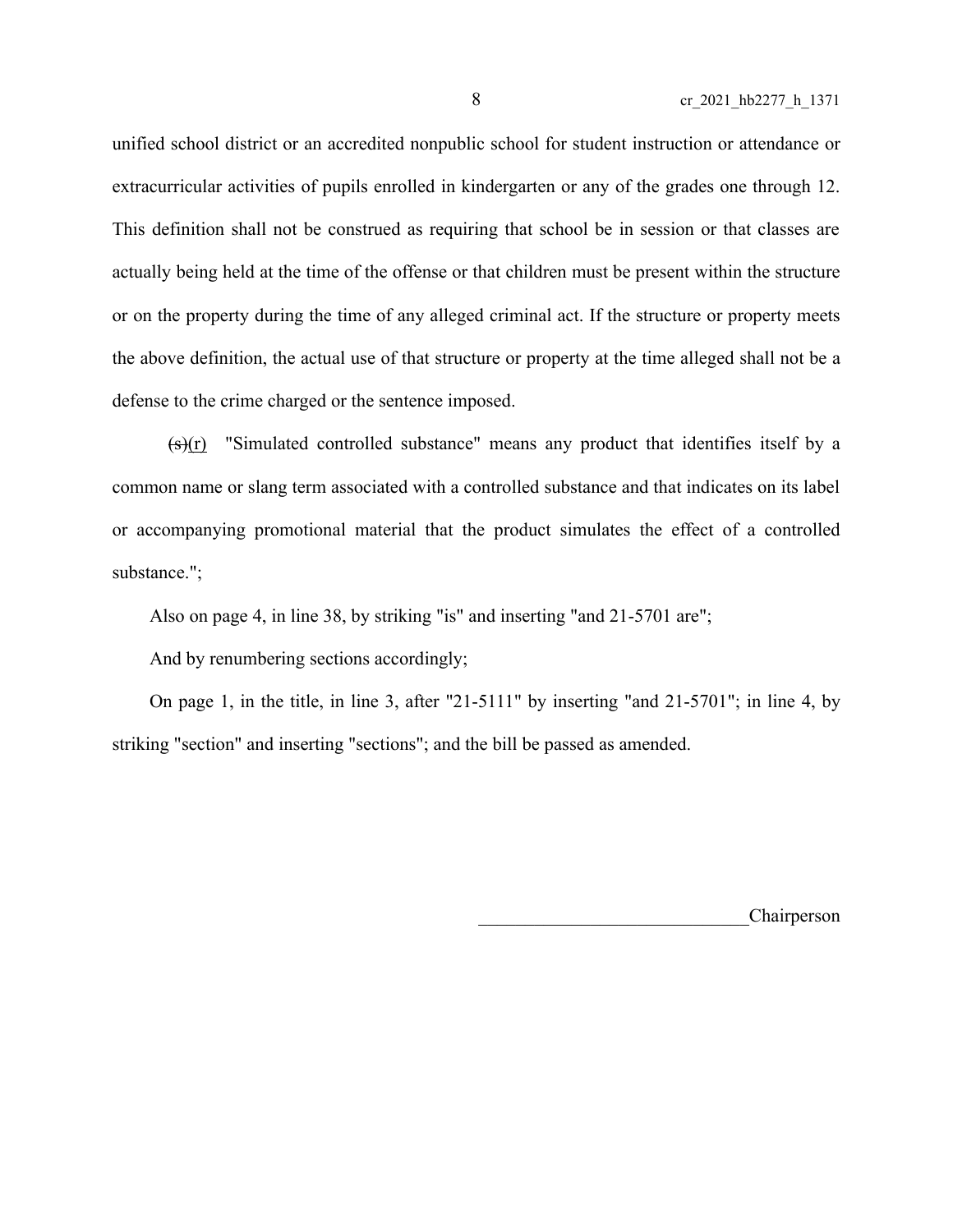unified school district or an accredited nonpublic school for student instruction or attendance or extracurricular activities of pupils enrolled in kindergarten or any of the grades one through 12. This definition shall not be construed as requiring that school be in session or that classes are actually being held at the time of the offense or that children must be present within the structure or on the property during the time of any alleged criminal act. If the structure or property meets the above definition, the actual use of that structure or property at the time alleged shall not be a defense to the crime charged or the sentence imposed.

~~(s)~~(r) "Simulated controlled substance" means any product that identifies itself by a common name or slang term associated with a controlled substance and that indicates on its label or accompanying promotional material that the product simulates the effect of a controlled substance.";

Also on page 4, in line 38, by striking "is" and inserting "and 21-5701 are";

And by renumbering sections accordingly;

On page 1, in the title, in line 3, after "21-5111" by inserting "and 21-5701"; in line 4, by striking "section" and inserting "sections"; and the bill be passed as amended.

\_\_\_\_\_\_\_\_\_\_\_\_\_\_\_\_\_\_\_\_\_\_\_\_\_\_\_\_Chairperson